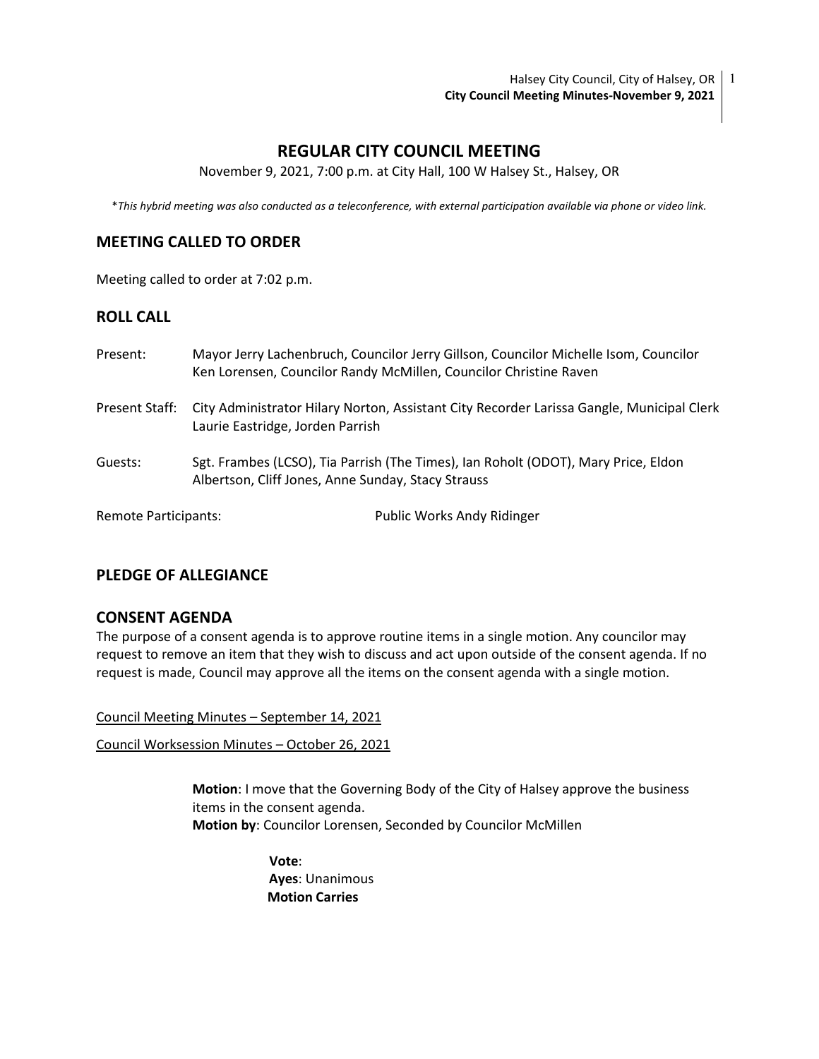# REGULAR CITY COUNCIL MEETING

November 9, 2021, 7:00 p.m. at City Hall, 100 W Halsey St., Halsey, OR

*\*This hybrid meeting was also conducted as a teleconference, with external participation available via phone or video link.*

## MEETING CALLED TO ORDER

Meeting called to order at 7:02 p.m.

## ROLL CALL

Present: Mayor Jerry Lachenbruch, Councilor Jerry Gillson, Councilor Michelle Isom, Councilor Ken Lorensen, Councilor Randy McMillen, Councilor Christine Raven

Present Staff: City Administrator Hilary Norton, Assistant City Recorder Larissa Gangle, Municipal Clerk Laurie Eastridge, Jorden Parrish

Guests: Sgt. Frambes (LCSO), Tia Parrish (The Times), Ian Roholt (ODOT), Mary Price, Eldon Albertson, Cliff Jones, Anne Sunday, Stacy Strauss

Remote Participants: Public Works Andy Ridinger

## PLEDGE OF ALLEGIANCE

## CONSENT AGENDA

The purpose of a consent agenda is to approve routine items in a single motion. Any councilor may request to remove an item that they wish to discuss and act upon outside of the consent agenda. If no request is made, Council may approve all the items on the consent agenda with a single motion.

Council Meeting Minutes – September 14, 2021

Council Worksession Minutes – October 26, 2021

**Motion**: I move that the Governing Body of the City of Halsey approve the business items in the consent agenda.
**Motion by**: Councilor Lorensen, Seconded by Councilor McMillen

**Vote**:
**Ayes**: Unanimous
**Motion Carries**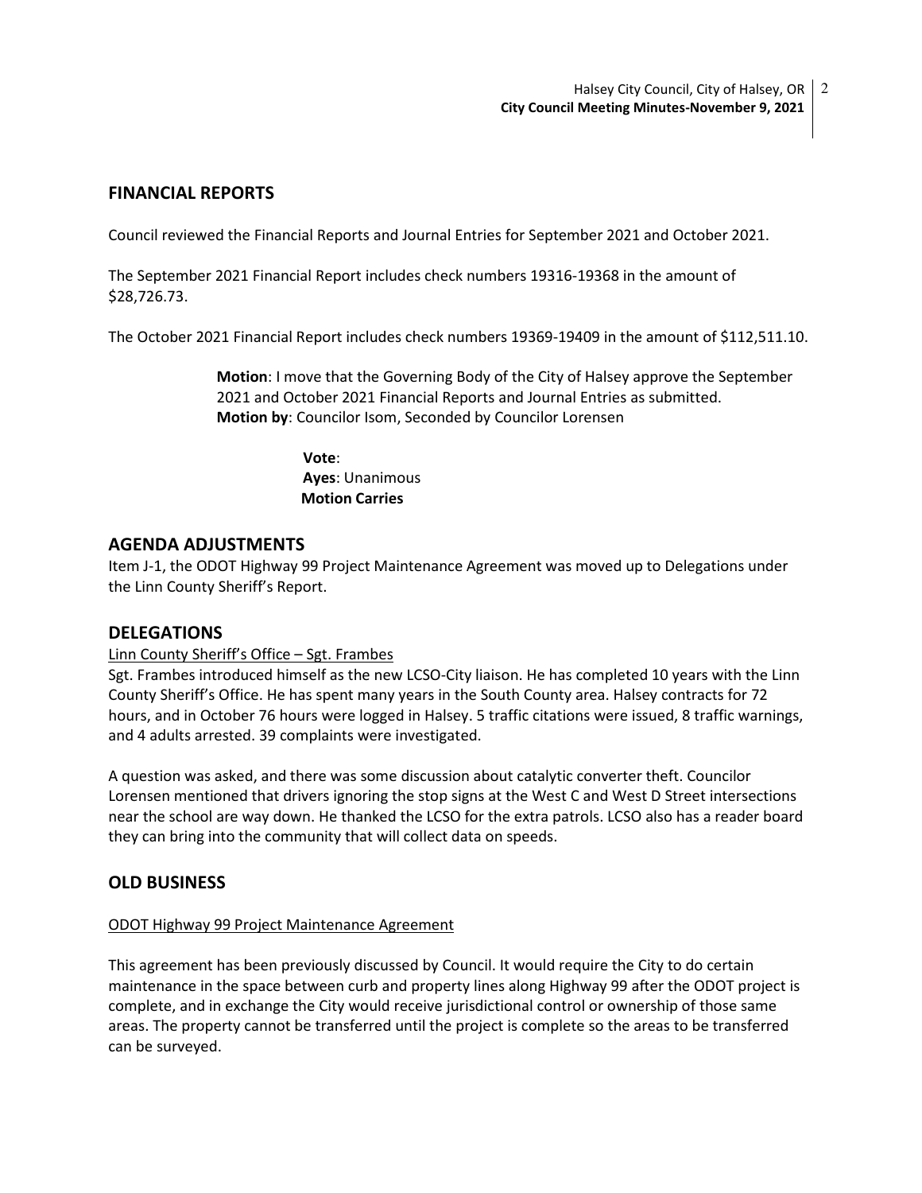## FINANCIAL REPORTS

Council reviewed the Financial Reports and Journal Entries for September 2021 and October 2021.

The September 2021 Financial Report includes check numbers 19316-19368 in the amount of $28,726.73.

The October 2021 Financial Report includes check numbers 19369-19409 in the amount of $112,511.10.

> **Motion**: I move that the Governing Body of the City of Halsey approve the September 2021 and October 2021 Financial Reports and Journal Entries as submitted.
> **Motion by**: Councilor Isom, Seconded by Councilor Lorensen
>
> **Vote**:
> **Ayes**: Unanimous
> **Motion Carries**

## AGENDA ADJUSTMENTS

Item J-1, the ODOT Highway 99 Project Maintenance Agreement was moved up to Delegations under the Linn County Sheriff's Report.

## DELEGATIONS

Linn County Sheriff's Office – Sgt. Frambes

Sgt. Frambes introduced himself as the new LCSO-City liaison. He has completed 10 years with the Linn County Sheriff's Office. He has spent many years in the South County area. Halsey contracts for 72 hours, and in October 76 hours were logged in Halsey. 5 traffic citations were issued, 8 traffic warnings, and 4 adults arrested. 39 complaints were investigated.

A question was asked, and there was some discussion about catalytic converter theft. Councilor Lorensen mentioned that drivers ignoring the stop signs at the West C and West D Street intersections near the school are way down. He thanked the LCSO for the extra patrols. LCSO also has a reader board they can bring into the community that will collect data on speeds.

## OLD BUSINESS

ODOT Highway 99 Project Maintenance Agreement

This agreement has been previously discussed by Council. It would require the City to do certain maintenance in the space between curb and property lines along Highway 99 after the ODOT project is complete, and in exchange the City would receive jurisdictional control or ownership of those same areas. The property cannot be transferred until the project is complete so the areas to be transferred can be surveyed.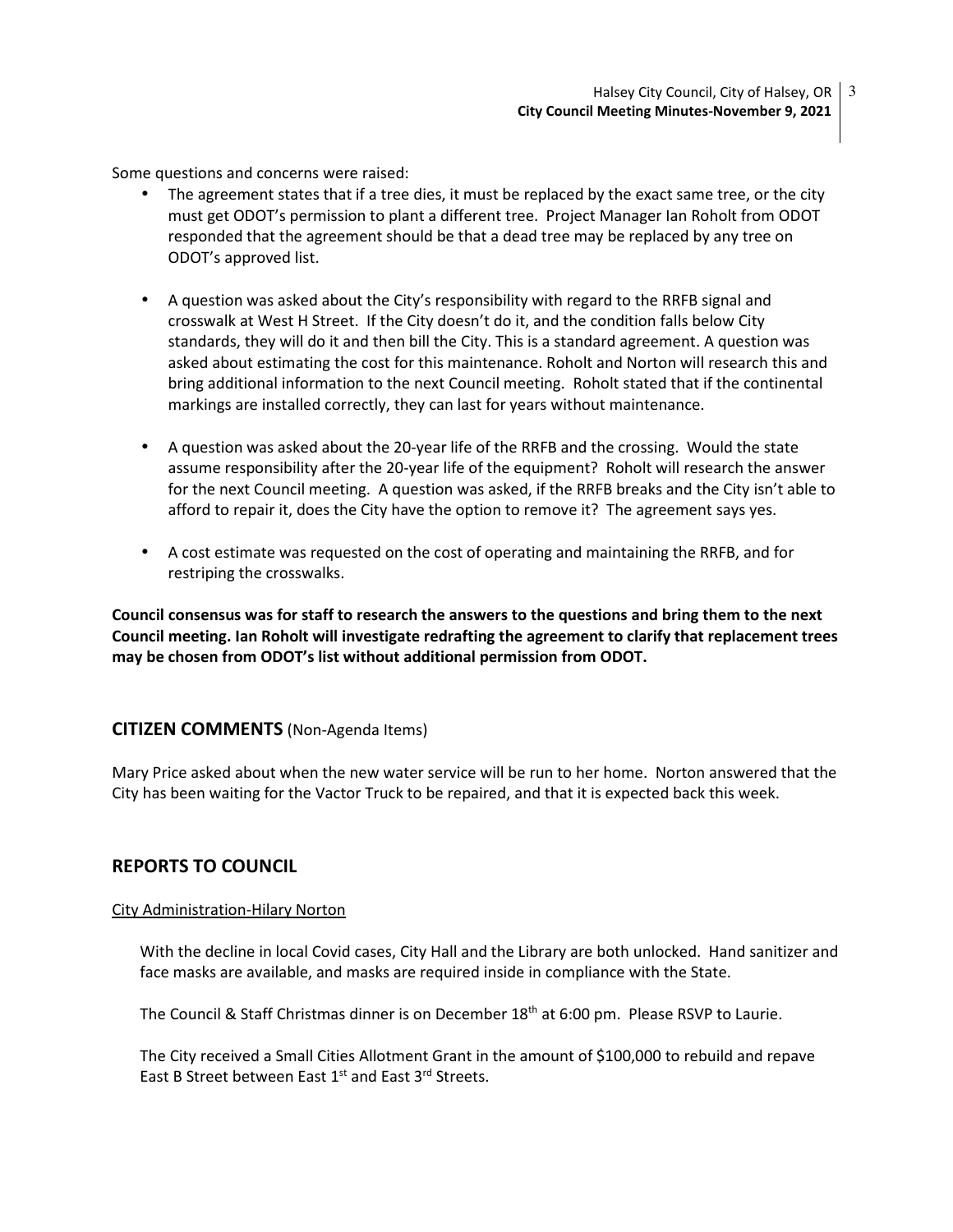Some questions and concerns were raised:

- The agreement states that if a tree dies, it must be replaced by the exact same tree, or the city must get ODOT's permission to plant a different tree. Project Manager Ian Roholt from ODOT responded that the agreement should be that a dead tree may be replaced by any tree on ODOT's approved list.

- A question was asked about the City's responsibility with regard to the RRFB signal and crosswalk at West H Street. If the City doesn't do it, and the condition falls below City standards, they will do it and then bill the City. This is a standard agreement. A question was asked about estimating the cost for this maintenance. Roholt and Norton will research this and bring additional information to the next Council meeting. Roholt stated that if the continental markings are installed correctly, they can last for years without maintenance.

- A question was asked about the 20-year life of the RRFB and the crossing. Would the state assume responsibility after the 20-year life of the equipment? Roholt will research the answer for the next Council meeting. A question was asked, if the RRFB breaks and the City isn't able to afford to repair it, does the City have the option to remove it? The agreement says yes.

- A cost estimate was requested on the cost of operating and maintaining the RRFB, and for restriping the crosswalks.

**Council consensus was for staff to research the answers to the questions and bring them to the next Council meeting. Ian Roholt will investigate redrafting the agreement to clarify that replacement trees may be chosen from ODOT's list without additional permission from ODOT.**

## CITIZEN COMMENTS (Non-Agenda Items)

Mary Price asked about when the new water service will be run to her home. Norton answered that the City has been waiting for the Vactor Truck to be repaired, and that it is expected back this week.

## REPORTS TO COUNCIL

City Administration-Hilary Norton

With the decline in local Covid cases, City Hall and the Library are both unlocked. Hand sanitizer and face masks are available, and masks are required inside in compliance with the State.

The Council & Staff Christmas dinner is on December 18th at 6:00 pm. Please RSVP to Laurie.

The City received a Small Cities Allotment Grant in the amount of $100,000 to rebuild and repave East B Street between East 1st and East 3rd Streets.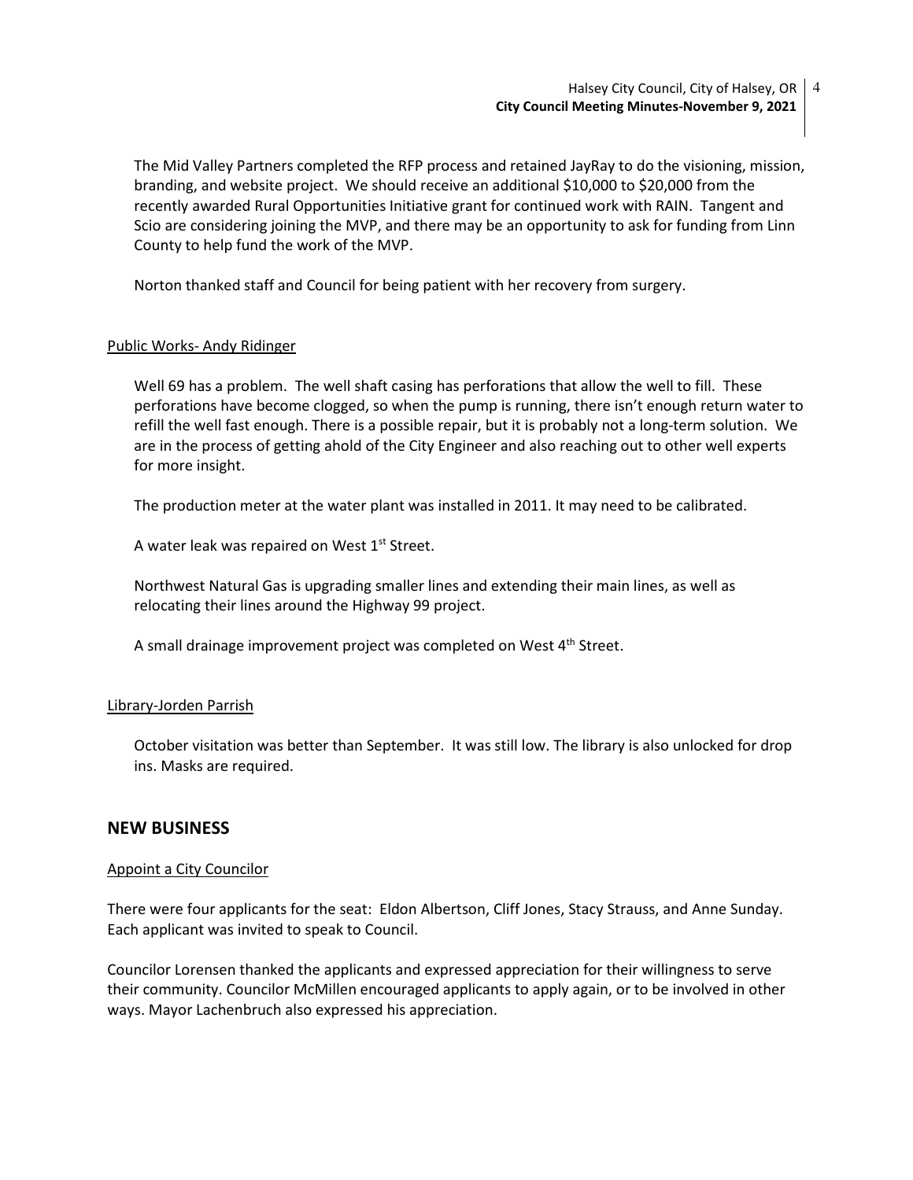The Mid Valley Partners completed the RFP process and retained JayRay to do the visioning, mission, branding, and website project. We should receive an additional $10,000 to $20,000 from the recently awarded Rural Opportunities Initiative grant for continued work with RAIN. Tangent and Scio are considering joining the MVP, and there may be an opportunity to ask for funding from Linn County to help fund the work of the MVP.

Norton thanked staff and Council for being patient with her recovery from surgery.

Public Works- Andy Ridinger

Well 69 has a problem. The well shaft casing has perforations that allow the well to fill. These perforations have become clogged, so when the pump is running, there isn't enough return water to refill the well fast enough. There is a possible repair, but it is probably not a long-term solution. We are in the process of getting ahold of the City Engineer and also reaching out to other well experts for more insight.

The production meter at the water plant was installed in 2011. It may need to be calibrated.

A water leak was repaired on West 1st Street.

Northwest Natural Gas is upgrading smaller lines and extending their main lines, as well as relocating their lines around the Highway 99 project.

A small drainage improvement project was completed on West 4th Street.

Library-Jorden Parrish

October visitation was better than September. It was still low. The library is also unlocked for drop ins. Masks are required.

## NEW BUSINESS

Appoint a City Councilor

There were four applicants for the seat: Eldon Albertson, Cliff Jones, Stacy Strauss, and Anne Sunday. Each applicant was invited to speak to Council.

Councilor Lorensen thanked the applicants and expressed appreciation for their willingness to serve their community. Councilor McMillen encouraged applicants to apply again, or to be involved in other ways. Mayor Lachenbruch also expressed his appreciation.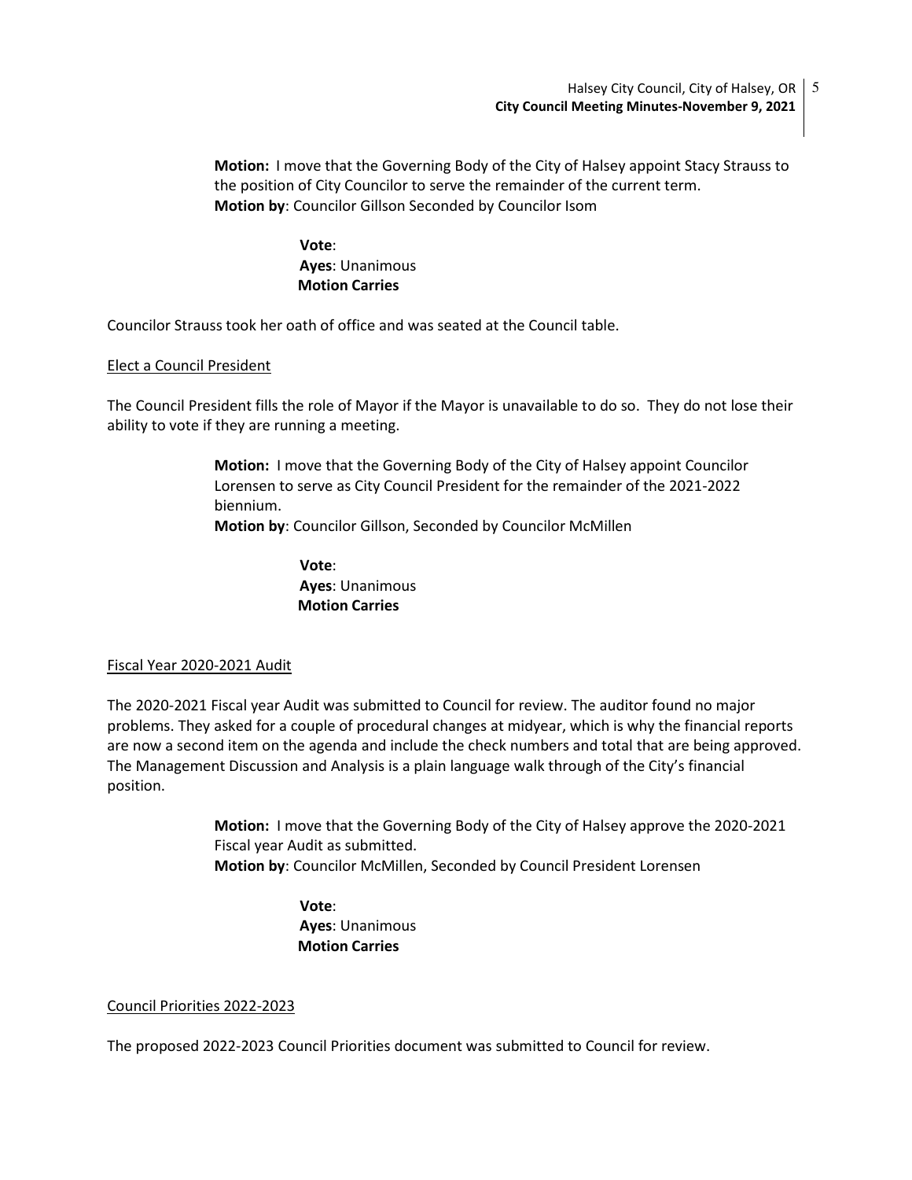**Motion:** I move that the Governing Body of the City of Halsey appoint Stacy Strauss to the position of City Councilor to serve the remainder of the current term.
**Motion by**: Councilor Gillson Seconded by Councilor Isom

**Vote**:
**Ayes**: Unanimous
**Motion Carries**

Councilor Strauss took her oath of office and was seated at the Council table.

Elect a Council President

The Council President fills the role of Mayor if the Mayor is unavailable to do so. They do not lose their ability to vote if they are running a meeting.

**Motion:** I move that the Governing Body of the City of Halsey appoint Councilor Lorensen to serve as City Council President for the remainder of the 2021-2022 biennium.
**Motion by**: Councilor Gillson, Seconded by Councilor McMillen

**Vote**:
**Ayes**: Unanimous
**Motion Carries**

Fiscal Year 2020-2021 Audit

The 2020-2021 Fiscal year Audit was submitted to Council for review. The auditor found no major problems. They asked for a couple of procedural changes at midyear, which is why the financial reports are now a second item on the agenda and include the check numbers and total that are being approved. The Management Discussion and Analysis is a plain language walk through of the City's financial position.

**Motion:** I move that the Governing Body of the City of Halsey approve the 2020-2021 Fiscal year Audit as submitted.
**Motion by**: Councilor McMillen, Seconded by Council President Lorensen

**Vote**:
**Ayes**: Unanimous
**Motion Carries**

Council Priorities 2022-2023

The proposed 2022-2023 Council Priorities document was submitted to Council for review.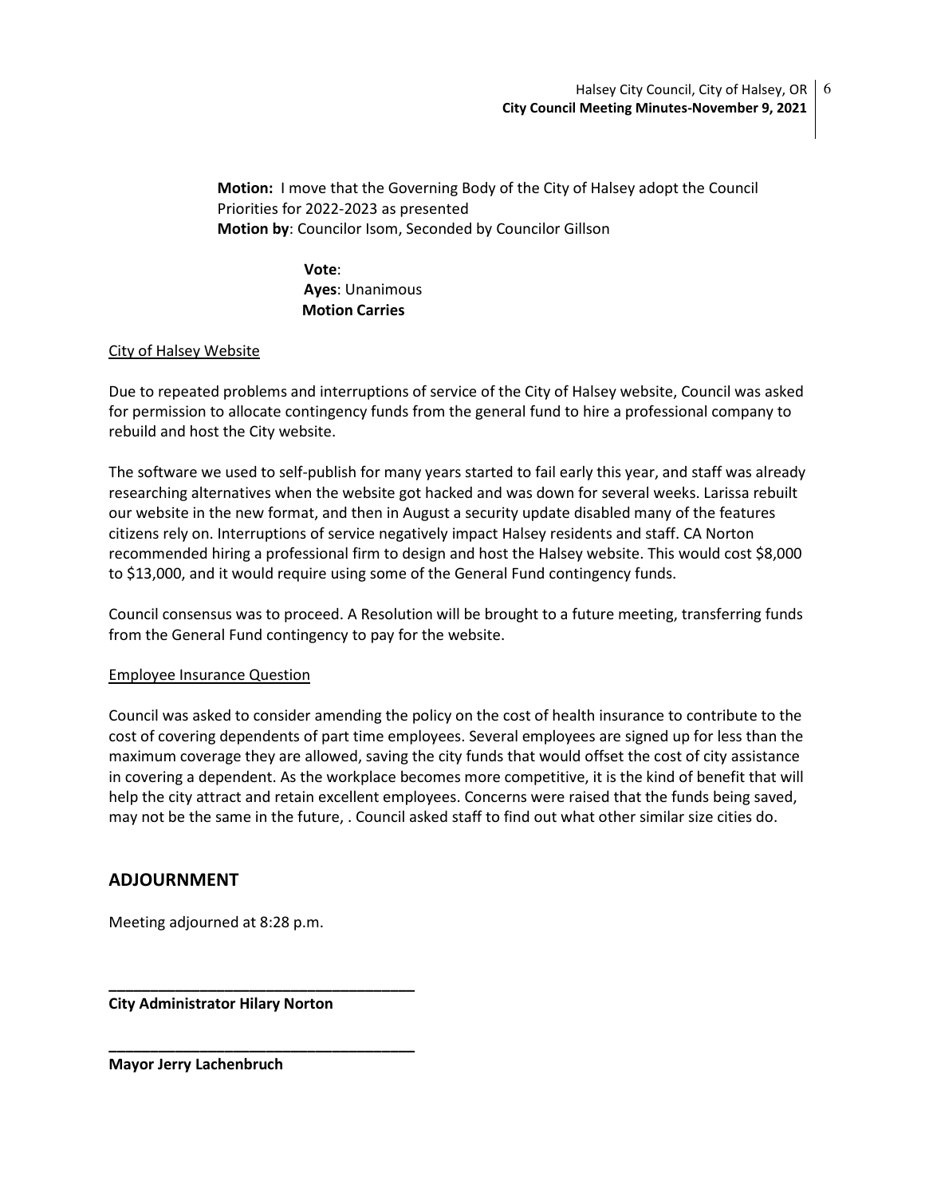**Motion:** I move that the Governing Body of the City of Halsey adopt the Council Priorities for 2022-2023 as presented
**Motion by**: Councilor Isom, Seconded by Councilor Gillson

**Vote**:
**Ayes**: Unanimous
**Motion Carries**

City of Halsey Website

Due to repeated problems and interruptions of service of the City of Halsey website, Council was asked for permission to allocate contingency funds from the general fund to hire a professional company to rebuild and host the City website.

The software we used to self-publish for many years started to fail early this year, and staff was already researching alternatives when the website got hacked and was down for several weeks. Larissa rebuilt our website in the new format, and then in August a security update disabled many of the features citizens rely on. Interruptions of service negatively impact Halsey residents and staff. CA Norton recommended hiring a professional firm to design and host the Halsey website. This would cost $8,000 to $13,000, and it would require using some of the General Fund contingency funds.

Council consensus was to proceed. A Resolution will be brought to a future meeting, transferring funds from the General Fund contingency to pay for the website.

Employee Insurance Question

Council was asked to consider amending the policy on the cost of health insurance to contribute to the cost of covering dependents of part time employees. Several employees are signed up for less than the maximum coverage they are allowed, saving the city funds that would offset the cost of city assistance in covering a dependent. As the workplace becomes more competitive, it is the kind of benefit that will help the city attract and retain excellent employees. Concerns were raised that the funds being saved, may not be the same in the future, . Council asked staff to find out what other similar size cities do.

## ADJOURNMENT

Meeting adjourned at 8:28 p.m.

______________________________________
**City Administrator Hilary Norton**

______________________________________
**Mayor Jerry Lachenbruch**